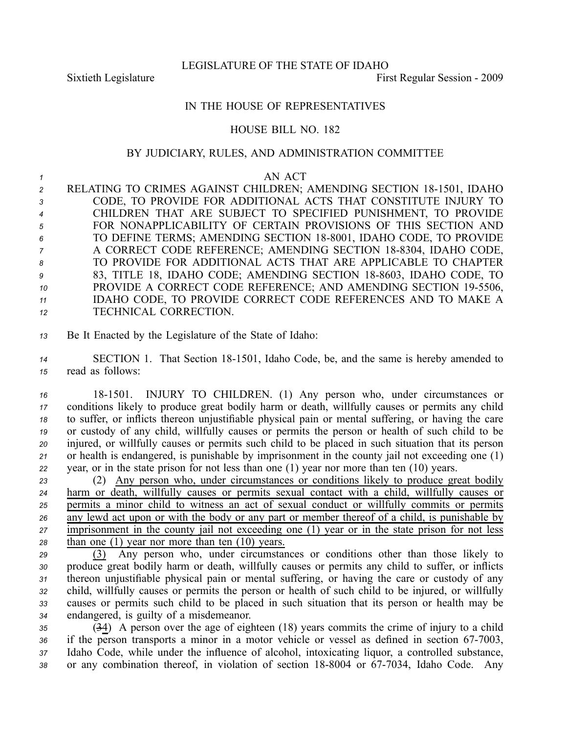LEGISLATURE OF THE STATE OF IDAHO

Sixtieth Legislature First Regular Session - 2009

IN THE HOUSE OF REPRESENTATIVES

HOUSE BILL NO. 182

BY JUDICIARY, RULES, AND ADMINISTRATION COMMITTEE

AN ACT

RELATING TO CRIMES AGAINST CHILDREN; AMENDING SECTION 18-1501, IDAHO CODE, TO PROVIDE FOR ADDITIONAL ACTS THAT CONSTITUTE INJURY TO CHILDREN THAT ARE SUBJECT TO SPECIFIED PUNISHMENT, TO PROVIDE FOR NONAPPLICABILITY OF CERTAIN PROVISIONS OF THIS SECTION AND TO DEFINE TERMS; AMENDING SECTION 18-8001, IDAHO CODE, TO PROVIDE A CORRECT CODE REFERENCE; AMENDING SECTION 18-8304, IDAHO CODE, TO PROVIDE FOR ADDITIONAL ACTS THAT ARE APPLICABLE TO CHAPTER 83, TITLE 18, IDAHO CODE; AMENDING SECTION 18-8603, IDAHO CODE, TO PROVIDE A CORRECT CODE REFERENCE; AND AMENDING SECTION 19-5506, IDAHO CODE, TO PROVIDE CORRECT CODE REFERENCES AND TO MAKE A TECHNICAL CORRECTION.

Be It Enacted by the Legislature of the State of Idaho:

SECTION 1. That Section 18-1501, Idaho Code, be, and the same is hereby amended to read as follows:

18-1501. INJURY TO CHILDREN. (1) Any person who, under circumstances or conditions likely to produce great bodily harm or death, willfully causes or permits any child to suffer, or inflicts thereon unjustifiable physical pain or mental suffering, or having the care or custody of any child, willfully causes or permits the person or health of such child to be injured, or willfully causes or permits such child to be placed in such situation that its person or health is endangered, is punishable by imprisonment in the county jail not exceeding one (1) year, or in the state prison for not less than one (1) year nor more than ten (10) years.

(2) <u>Any person who, under circumstances or conditions likely to produce great bodily harm or death, willfully causes or permits sexual contact with a child, willfully causes or permits a minor child to witness an act of sexual conduct or willfully commits or permits any lewd act upon or with the body or any part or member thereof of a child, is punishable by imprisonment in the county jail not exceeding one (1) year or in the state prison for not less than one (1) year nor more than ten (10) years.</u>

<u>(3)</u> Any person who, under circumstances or conditions other than those likely to produce great bodily harm or death, willfully causes or permits any child to suffer, or inflicts thereon unjustifiable physical pain or mental suffering, or having the care or custody of any child, willfully causes or permits the person or health of such child to be injured, or willfully causes or permits such child to be placed in such situation that its person or health may be endangered, is guilty of a misdemeanor.

(~~3~~<u>4</u>) A person over the age of eighteen (18) years commits the crime of injury to a child if the person transports a minor in a motor vehicle or vessel as defined in section 67-7003, Idaho Code, while under the influence of alcohol, intoxicating liquor, a controlled substance, or any combination thereof, in violation of section 18-8004 or 67-7034, Idaho Code. Any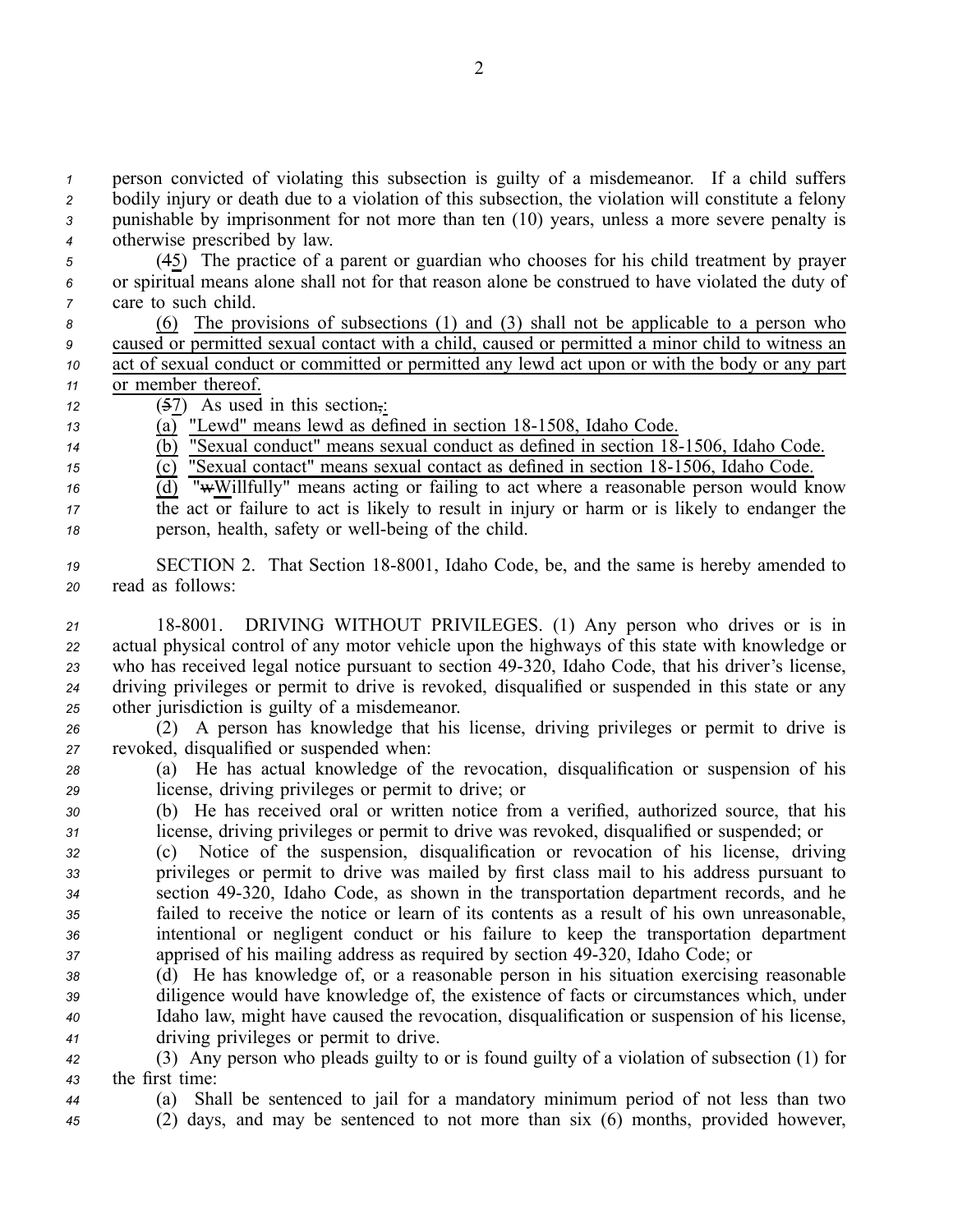person convicted of violating this subsection is guilty of a misdemeanor. If a child suffers bodily injury or death due to a violation of this subsection, the violation will constitute a felony punishable by imprisonment for not more than ten (10) years, unless a more severe penalty is otherwise prescribed by law.

(~~4~~<u>5</u>) The practice of a parent or guardian who chooses for his child treatment by prayer or spiritual means alone shall not for that reason alone be construed to have violated the duty of care to such child.

<u>(6) The provisions of subsections (1) and (3) shall not be applicable to a person who caused or permitted sexual contact with a child, caused or permitted a minor child to witness an act of sexual conduct or committed or permitted any lewd act upon or with the body or any part or member thereof.</u>

(~~5~~<u>7</u>) As used in this section~~,~~<u>:</u>

<u>(a) "Lewd" means lewd as defined in section 18-1508, Idaho Code.</u>

<u>(b) "Sexual conduct" means sexual conduct as defined in section 18-1506, Idaho Code.</u>

<u>(c) "Sexual contact" means sexual contact as defined in section 18-1506, Idaho Code.</u>

<u>(d)</u> "~~w~~<u>W</u>illfully" means acting or failing to act where a reasonable person would know the act or failure to act is likely to result in injury or harm or is likely to endanger the person, health, safety or well-being of the child.

SECTION 2. That Section 18-8001, Idaho Code, be, and the same is hereby amended to read as follows:

18-8001. DRIVING WITHOUT PRIVILEGES. (1) Any person who drives or is in actual physical control of any motor vehicle upon the highways of this state with knowledge or who has received legal notice pursuant to section 49-320, Idaho Code, that his driver's license, driving privileges or permit to drive is revoked, disqualified or suspended in this state or any other jurisdiction is guilty of a misdemeanor.

(2) A person has knowledge that his license, driving privileges or permit to drive is revoked, disqualified or suspended when:

(a) He has actual knowledge of the revocation, disqualification or suspension of his license, driving privileges or permit to drive; or

(b) He has received oral or written notice from a verified, authorized source, that his license, driving privileges or permit to drive was revoked, disqualified or suspended; or

(c) Notice of the suspension, disqualification or revocation of his license, driving privileges or permit to drive was mailed by first class mail to his address pursuant to section 49-320, Idaho Code, as shown in the transportation department records, and he failed to receive the notice or learn of its contents as a result of his own unreasonable, intentional or negligent conduct or his failure to keep the transportation department apprised of his mailing address as required by section 49-320, Idaho Code; or

(d) He has knowledge of, or a reasonable person in his situation exercising reasonable diligence would have knowledge of, the existence of facts or circumstances which, under Idaho law, might have caused the revocation, disqualification or suspension of his license, driving privileges or permit to drive.

(3) Any person who pleads guilty to or is found guilty of a violation of subsection (1) for the first time:

(a) Shall be sentenced to jail for a mandatory minimum period of not less than two (2) days, and may be sentenced to not more than six (6) months, provided however,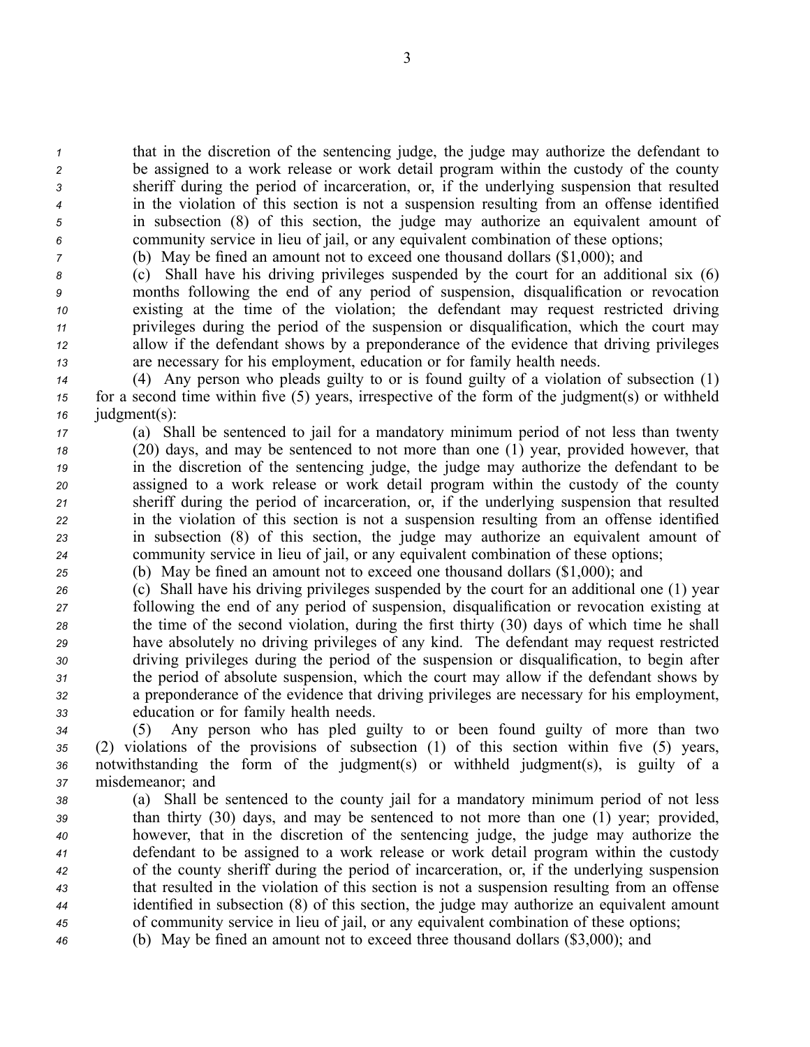that in the discretion of the sentencing judge, the judge may authorize the defendant to be assigned to a work release or work detail program within the custody of the county sheriff during the period of incarceration, or, if the underlying suspension that resulted in the violation of this section is not a suspension resulting from an offense identified in subsection (8) of this section, the judge may authorize an equivalent amount of community service in lieu of jail, or any equivalent combination of these options;

(b) May be fined an amount not to exceed one thousand dollars ($1,000); and

(c) Shall have his driving privileges suspended by the court for an additional six (6) months following the end of any period of suspension, disqualification or revocation existing at the time of the violation; the defendant may request restricted driving privileges during the period of the suspension or disqualification, which the court may allow if the defendant shows by a preponderance of the evidence that driving privileges are necessary for his employment, education or for family health needs.

(4) Any person who pleads guilty to or is found guilty of a violation of subsection (1) for a second time within five (5) years, irrespective of the form of the judgment(s) or withheld judgment(s):

(a) Shall be sentenced to jail for a mandatory minimum period of not less than twenty (20) days, and may be sentenced to not more than one (1) year, provided however, that in the discretion of the sentencing judge, the judge may authorize the defendant to be assigned to a work release or work detail program within the custody of the county sheriff during the period of incarceration, or, if the underlying suspension that resulted in the violation of this section is not a suspension resulting from an offense identified in subsection (8) of this section, the judge may authorize an equivalent amount of community service in lieu of jail, or any equivalent combination of these options;

(b) May be fined an amount not to exceed one thousand dollars ($1,000); and

(c) Shall have his driving privileges suspended by the court for an additional one (1) year following the end of any period of suspension, disqualification or revocation existing at the time of the second violation, during the first thirty (30) days of which time he shall have absolutely no driving privileges of any kind. The defendant may request restricted driving privileges during the period of the suspension or disqualification, to begin after the period of absolute suspension, which the court may allow if the defendant shows by a preponderance of the evidence that driving privileges are necessary for his employment, education or for family health needs.

(5) Any person who has pled guilty to or been found guilty of more than two (2) violations of the provisions of subsection (1) of this section within five (5) years, notwithstanding the form of the judgment(s) or withheld judgment(s), is guilty of a misdemeanor; and

(a) Shall be sentenced to the county jail for a mandatory minimum period of not less than thirty (30) days, and may be sentenced to not more than one (1) year; provided, however, that in the discretion of the sentencing judge, the judge may authorize the defendant to be assigned to a work release or work detail program within the custody of the county sheriff during the period of incarceration, or, if the underlying suspension that resulted in the violation of this section is not a suspension resulting from an offense identified in subsection (8) of this section, the judge may authorize an equivalent amount of community service in lieu of jail, or any equivalent combination of these options;

(b) May be fined an amount not to exceed three thousand dollars ($3,000); and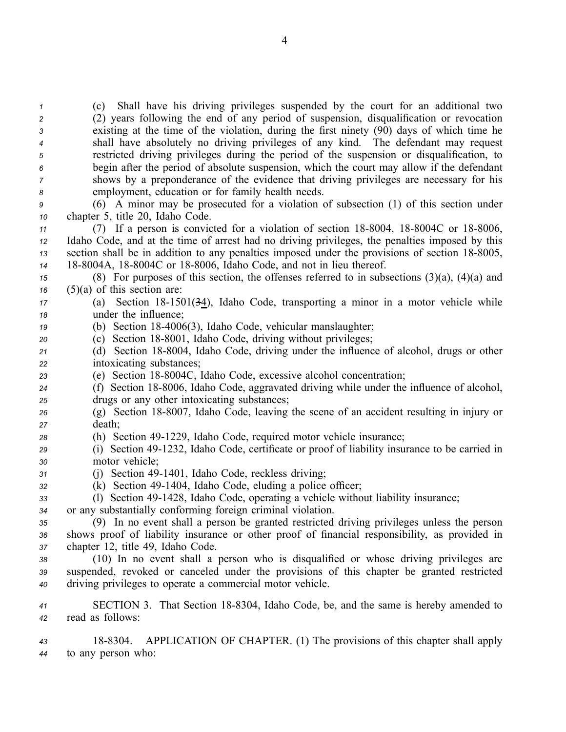(c) Shall have his driving privileges suspended by the court for an additional two (2) years following the end of any period of suspension, disqualification or revocation existing at the time of the violation, during the first ninety (90) days of which time he shall have absolutely no driving privileges of any kind. The defendant may request restricted driving privileges during the period of the suspension or disqualification, to begin after the period of absolute suspension, which the court may allow if the defendant shows by a preponderance of the evidence that driving privileges are necessary for his employment, education or for family health needs.

(6) A minor may be prosecuted for a violation of subsection (1) of this section under chapter 5, title 20, Idaho Code.

(7) If a person is convicted for a violation of section 18-8004, 18-8004C or 18-8006, Idaho Code, and at the time of arrest had no driving privileges, the penalties imposed by this section shall be in addition to any penalties imposed under the provisions of section 18-8005, 18-8004A, 18-8004C or 18-8006, Idaho Code, and not in lieu thereof.

(8) For purposes of this section, the offenses referred to in subsections (3)(a), (4)(a) and (5)(a) of this section are:

(a) Section 18-1501(~~3~~4), Idaho Code, transporting a minor in a motor vehicle while under the influence;

(b) Section 18-4006(3), Idaho Code, vehicular manslaughter;

(c) Section 18-8001, Idaho Code, driving without privileges;

(d) Section 18-8004, Idaho Code, driving under the influence of alcohol, drugs or other intoxicating substances;

(e) Section 18-8004C, Idaho Code, excessive alcohol concentration;

(f) Section 18-8006, Idaho Code, aggravated driving while under the influence of alcohol, drugs or any other intoxicating substances;

(g) Section 18-8007, Idaho Code, leaving the scene of an accident resulting in injury or death;

(h) Section 49-1229, Idaho Code, required motor vehicle insurance;

(i) Section 49-1232, Idaho Code, certificate or proof of liability insurance to be carried in motor vehicle;

(j) Section 49-1401, Idaho Code, reckless driving;

(k) Section 49-1404, Idaho Code, eluding a police officer;

(l) Section 49-1428, Idaho Code, operating a vehicle without liability insurance;

or any substantially conforming foreign criminal violation.

(9) In no event shall a person be granted restricted driving privileges unless the person shows proof of liability insurance or other proof of financial responsibility, as provided in chapter 12, title 49, Idaho Code.

(10) In no event shall a person who is disqualified or whose driving privileges are suspended, revoked or canceled under the provisions of this chapter be granted restricted driving privileges to operate a commercial motor vehicle.

SECTION 3. That Section 18-8304, Idaho Code, be, and the same is hereby amended to read as follows:

18-8304. APPLICATION OF CHAPTER. (1) The provisions of this chapter shall apply to any person who: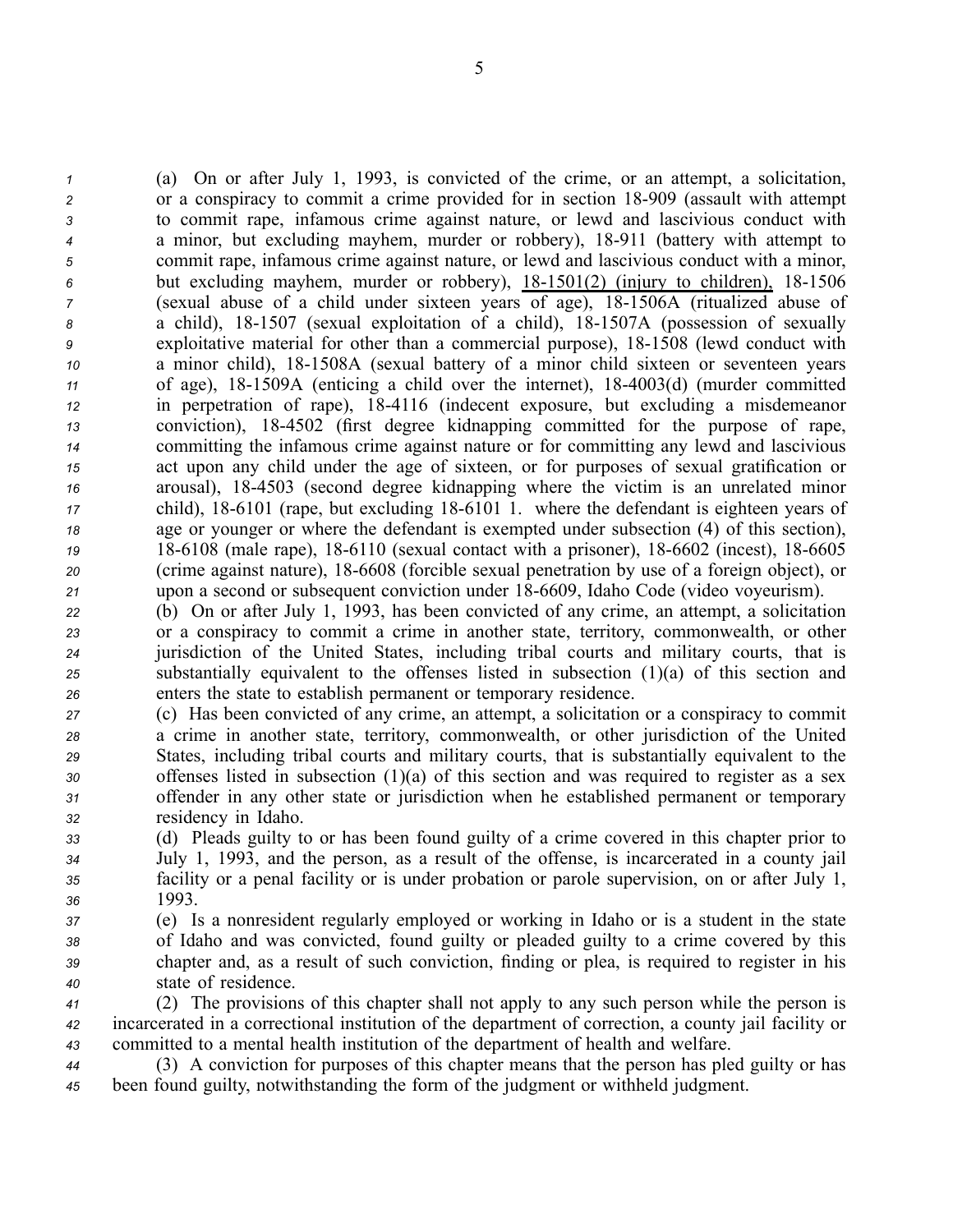(a) On or after July 1, 1993, is convicted of the crime, or an attempt, a solicitation, or a conspiracy to commit a crime provided for in section 18-909 (assault with attempt to commit rape, infamous crime against nature, or lewd and lascivious conduct with a minor, but excluding mayhem, murder or robbery), 18-911 (battery with attempt to commit rape, infamous crime against nature, or lewd and lascivious conduct with a minor, but excluding mayhem, murder or robbery), <u>18-1501(2) (injury to children),</u> 18-1506 (sexual abuse of a child under sixteen years of age), 18-1506A (ritualized abuse of a child), 18-1507 (sexual exploitation of a child), 18-1507A (possession of sexually exploitative material for other than a commercial purpose), 18-1508 (lewd conduct with a minor child), 18-1508A (sexual battery of a minor child sixteen or seventeen years of age), 18-1509A (enticing a child over the internet), 18-4003(d) (murder committed in perpetration of rape), 18-4116 (indecent exposure, but excluding a misdemeanor conviction), 18-4502 (first degree kidnapping committed for the purpose of rape, committing the infamous crime against nature or for committing any lewd and lascivious act upon any child under the age of sixteen, or for purposes of sexual gratification or arousal), 18-4503 (second degree kidnapping where the victim is an unrelated minor child), 18-6101 (rape, but excluding 18-6101 1. where the defendant is eighteen years of age or younger or where the defendant is exempted under subsection (4) of this section), 18-6108 (male rape), 18-6110 (sexual contact with a prisoner), 18-6602 (incest), 18-6605 (crime against nature), 18-6608 (forcible sexual penetration by use of a foreign object), or upon a second or subsequent conviction under 18-6609, Idaho Code (video voyeurism).

(b) On or after July 1, 1993, has been convicted of any crime, an attempt, a solicitation or a conspiracy to commit a crime in another state, territory, commonwealth, or other jurisdiction of the United States, including tribal courts and military courts, that is substantially equivalent to the offenses listed in subsection (1)(a) of this section and enters the state to establish permanent or temporary residence.

(c) Has been convicted of any crime, an attempt, a solicitation or a conspiracy to commit a crime in another state, territory, commonwealth, or other jurisdiction of the United States, including tribal courts and military courts, that is substantially equivalent to the offenses listed in subsection (1)(a) of this section and was required to register as a sex offender in any other state or jurisdiction when he established permanent or temporary residency in Idaho.

(d) Pleads guilty to or has been found guilty of a crime covered in this chapter prior to July 1, 1993, and the person, as a result of the offense, is incarcerated in a county jail facility or a penal facility or is under probation or parole supervision, on or after July 1, 1993.

(e) Is a nonresident regularly employed or working in Idaho or is a student in the state of Idaho and was convicted, found guilty or pleaded guilty to a crime covered by this chapter and, as a result of such conviction, finding or plea, is required to register in his state of residence.

(2) The provisions of this chapter shall not apply to any such person while the person is incarcerated in a correctional institution of the department of correction, a county jail facility or committed to a mental health institution of the department of health and welfare.

(3) A conviction for purposes of this chapter means that the person has pled guilty or has been found guilty, notwithstanding the form of the judgment or withheld judgment.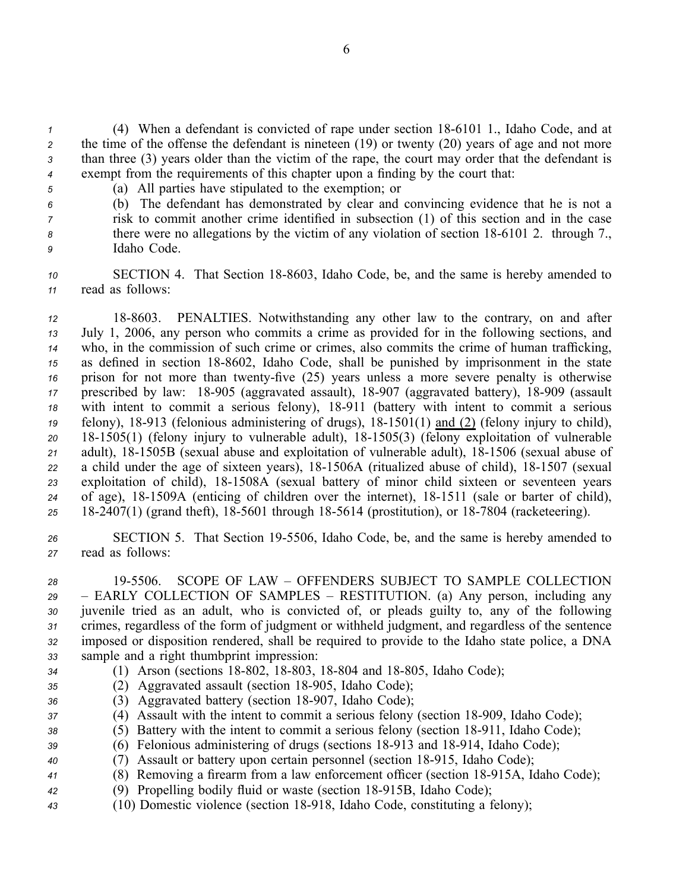(4) When a defendant is convicted of rape under section 18-6101 1., Idaho Code, and at the time of the offense the defendant is nineteen (19) or twenty (20) years of age and not more than three (3) years older than the victim of the rape, the court may order that the defendant is exempt from the requirements of this chapter upon a finding by the court that:

(a) All parties have stipulated to the exemption; or

(b) The defendant has demonstrated by clear and convincing evidence that he is not a risk to commit another crime identified in subsection (1) of this section and in the case there were no allegations by the victim of any violation of section 18-6101 2. through 7., Idaho Code.

SECTION 4. That Section 18-8603, Idaho Code, be, and the same is hereby amended to read as follows:

18-8603. PENALTIES. Notwithstanding any other law to the contrary, on and after July 1, 2006, any person who commits a crime as provided for in the following sections, and who, in the commission of such crime or crimes, also commits the crime of human trafficking, as defined in section 18-8602, Idaho Code, shall be punished by imprisonment in the state prison for not more than twenty-five (25) years unless a more severe penalty is otherwise prescribed by law: 18-905 (aggravated assault), 18-907 (aggravated battery), 18-909 (assault with intent to commit a serious felony), 18-911 (battery with intent to commit a serious felony), 18-913 (felonious administering of drugs), 18-1501(1) <u>and (2)</u> (felony injury to child), 18-1505(1) (felony injury to vulnerable adult), 18-1505(3) (felony exploitation of vulnerable adult), 18-1505B (sexual abuse and exploitation of vulnerable adult), 18-1506 (sexual abuse of a child under the age of sixteen years), 18-1506A (ritualized abuse of child), 18-1507 (sexual exploitation of child), 18-1508A (sexual battery of minor child sixteen or seventeen years of age), 18-1509A (enticing of children over the internet), 18-1511 (sale or barter of child), 18-2407(1) (grand theft), 18-5601 through 18-5614 (prostitution), or 18-7804 (racketeering).

SECTION 5. That Section 19-5506, Idaho Code, be, and the same is hereby amended to read as follows:

19-5506. SCOPE OF LAW – OFFENDERS SUBJECT TO SAMPLE COLLECTION – EARLY COLLECTION OF SAMPLES – RESTITUTION. (a) Any person, including any juvenile tried as an adult, who is convicted of, or pleads guilty to, any of the following crimes, regardless of the form of judgment or withheld judgment, and regardless of the sentence imposed or disposition rendered, shall be required to provide to the Idaho state police, a DNA sample and a right thumbprint impression:

(1) Arson (sections 18-802, 18-803, 18-804 and 18-805, Idaho Code);

(2) Aggravated assault (section 18-905, Idaho Code);

(3) Aggravated battery (section 18-907, Idaho Code);

(4) Assault with the intent to commit a serious felony (section 18-909, Idaho Code);

(5) Battery with the intent to commit a serious felony (section 18-911, Idaho Code);

(6) Felonious administering of drugs (sections 18-913 and 18-914, Idaho Code);

(7) Assault or battery upon certain personnel (section 18-915, Idaho Code);

(8) Removing a firearm from a law enforcement officer (section 18-915A, Idaho Code);

(9) Propelling bodily fluid or waste (section 18-915B, Idaho Code);

(10) Domestic violence (section 18-918, Idaho Code, constituting a felony);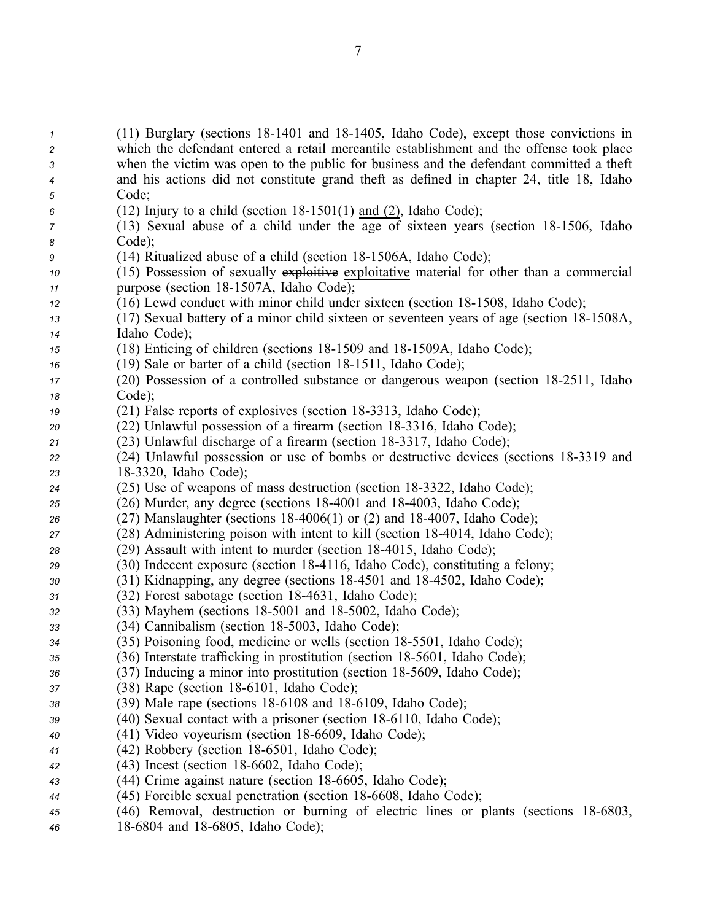(11) Burglary (sections 18-1401 and 18-1405, Idaho Code), except those convictions in which the defendant entered a retail mercantile establishment and the offense took place when the victim was open to the public for business and the defendant committed a theft and his actions did not constitute grand theft as defined in chapter 24, title 18, Idaho Code;

(12) Injury to a child (section 18-1501(1) and (2), Idaho Code);

(13) Sexual abuse of a child under the age of sixteen years (section 18-1506, Idaho Code);

(14) Ritualized abuse of a child (section 18-1506A, Idaho Code);

(15) Possession of sexually ~~exploitive~~ exploitative material for other than a commercial purpose (section 18-1507A, Idaho Code);

(16) Lewd conduct with minor child under sixteen (section 18-1508, Idaho Code);

(17) Sexual battery of a minor child sixteen or seventeen years of age (section 18-1508A, Idaho Code);

(18) Enticing of children (sections 18-1509 and 18-1509A, Idaho Code);

(19) Sale or barter of a child (section 18-1511, Idaho Code);

(20) Possession of a controlled substance or dangerous weapon (section 18-2511, Idaho Code);

(21) False reports of explosives (section 18-3313, Idaho Code);

(22) Unlawful possession of a firearm (section 18-3316, Idaho Code);

(23) Unlawful discharge of a firearm (section 18-3317, Idaho Code);

(24) Unlawful possession or use of bombs or destructive devices (sections 18-3319 and 18-3320, Idaho Code);

(25) Use of weapons of mass destruction (section 18-3322, Idaho Code);

(26) Murder, any degree (sections 18-4001 and 18-4003, Idaho Code);

(27) Manslaughter (sections 18-4006(1) or (2) and 18-4007, Idaho Code);

(28) Administering poison with intent to kill (section 18-4014, Idaho Code);

(29) Assault with intent to murder (section 18-4015, Idaho Code);

(30) Indecent exposure (section 18-4116, Idaho Code), constituting a felony;

(31) Kidnapping, any degree (sections 18-4501 and 18-4502, Idaho Code);

(32) Forest sabotage (section 18-4631, Idaho Code);

(33) Mayhem (sections 18-5001 and 18-5002, Idaho Code);

(34) Cannibalism (section 18-5003, Idaho Code);

(35) Poisoning food, medicine or wells (section 18-5501, Idaho Code);

(36) Interstate trafficking in prostitution (section 18-5601, Idaho Code);

(37) Inducing a minor into prostitution (section 18-5609, Idaho Code);

(38) Rape (section 18-6101, Idaho Code);

(39) Male rape (sections 18-6108 and 18-6109, Idaho Code);

(40) Sexual contact with a prisoner (section 18-6110, Idaho Code);

(41) Video voyeurism (section 18-6609, Idaho Code);

(42) Robbery (section 18-6501, Idaho Code);

(43) Incest (section 18-6602, Idaho Code);

(44) Crime against nature (section 18-6605, Idaho Code);

(45) Forcible sexual penetration (section 18-6608, Idaho Code);

(46) Removal, destruction or burning of electric lines or plants (sections 18-6803, 18-6804 and 18-6805, Idaho Code);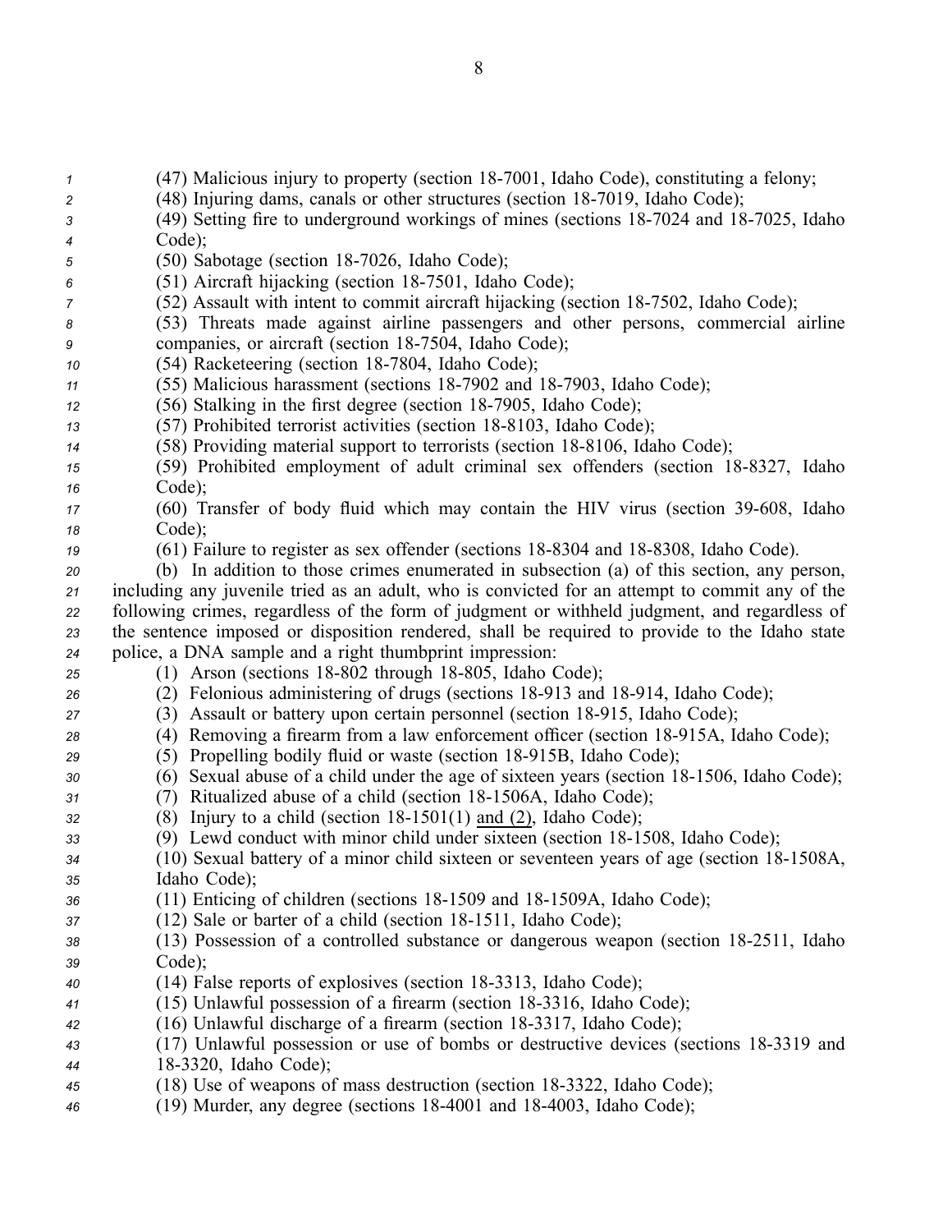(47) Malicious injury to property (section 18-7001, Idaho Code), constituting a felony;

(48) Injuring dams, canals or other structures (section 18-7019, Idaho Code);

(49) Setting fire to underground workings of mines (sections 18-7024 and 18-7025, Idaho Code);

(50) Sabotage (section 18-7026, Idaho Code);

(51) Aircraft hijacking (section 18-7501, Idaho Code);

(52) Assault with intent to commit aircraft hijacking (section 18-7502, Idaho Code);

(53) Threats made against airline passengers and other persons, commercial airline companies, or aircraft (section 18-7504, Idaho Code);

(54) Racketeering (section 18-7804, Idaho Code);

(55) Malicious harassment (sections 18-7902 and 18-7903, Idaho Code);

(56) Stalking in the first degree (section 18-7905, Idaho Code);

(57) Prohibited terrorist activities (section 18-8103, Idaho Code);

(58) Providing material support to terrorists (section 18-8106, Idaho Code);

(59) Prohibited employment of adult criminal sex offenders (section 18-8327, Idaho Code);

(60) Transfer of body fluid which may contain the HIV virus (section 39-608, Idaho Code);

(61) Failure to register as sex offender (sections 18-8304 and 18-8308, Idaho Code).

(b) In addition to those crimes enumerated in subsection (a) of this section, any person, including any juvenile tried as an adult, who is convicted for an attempt to commit any of the following crimes, regardless of the form of judgment or withheld judgment, and regardless of the sentence imposed or disposition rendered, shall be required to provide to the Idaho state police, a DNA sample and a right thumbprint impression:

(1) Arson (sections 18-802 through 18-805, Idaho Code);

(2) Felonious administering of drugs (sections 18-913 and 18-914, Idaho Code);

(3) Assault or battery upon certain personnel (section 18-915, Idaho Code);

(4) Removing a firearm from a law enforcement officer (section 18-915A, Idaho Code);

(5) Propelling bodily fluid or waste (section 18-915B, Idaho Code);

(6) Sexual abuse of a child under the age of sixteen years (section 18-1506, Idaho Code);

(7) Ritualized abuse of a child (section 18-1506A, Idaho Code);

(8) Injury to a child (section 18-1501(1) and (2), Idaho Code);

(9) Lewd conduct with minor child under sixteen (section 18-1508, Idaho Code);

(10) Sexual battery of a minor child sixteen or seventeen years of age (section 18-1508A, Idaho Code);

(11) Enticing of children (sections 18-1509 and 18-1509A, Idaho Code);

(12) Sale or barter of a child (section 18-1511, Idaho Code);

(13) Possession of a controlled substance or dangerous weapon (section 18-2511, Idaho Code);

(14) False reports of explosives (section 18-3313, Idaho Code);

(15) Unlawful possession of a firearm (section 18-3316, Idaho Code);

(16) Unlawful discharge of a firearm (section 18-3317, Idaho Code);

(17) Unlawful possession or use of bombs or destructive devices (sections 18-3319 and 18-3320, Idaho Code);

(18) Use of weapons of mass destruction (section 18-3322, Idaho Code);

(19) Murder, any degree (sections 18-4001 and 18-4003, Idaho Code);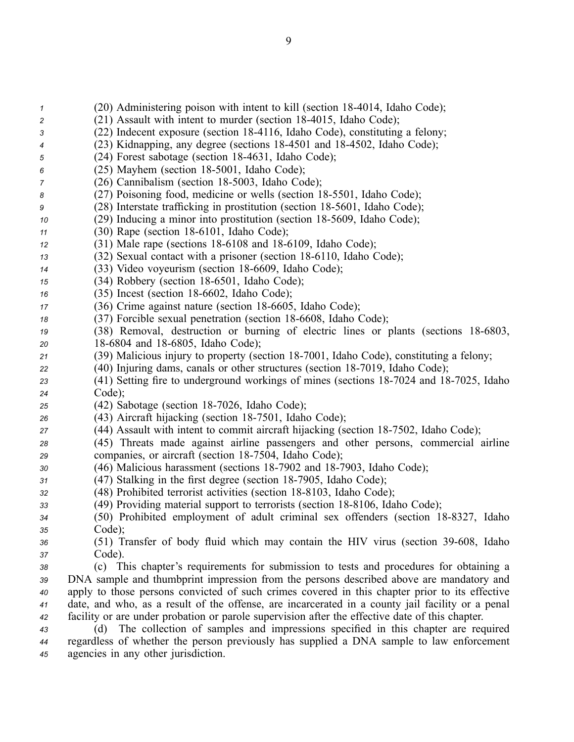(20) Administering poison with intent to kill (section 18-4014, Idaho Code);

(21) Assault with intent to murder (section 18-4015, Idaho Code);

(22) Indecent exposure (section 18-4116, Idaho Code), constituting a felony;

(23) Kidnapping, any degree (sections 18-4501 and 18-4502, Idaho Code);

(24) Forest sabotage (section 18-4631, Idaho Code);

(25) Mayhem (section 18-5001, Idaho Code);

(26) Cannibalism (section 18-5003, Idaho Code);

(27) Poisoning food, medicine or wells (section 18-5501, Idaho Code);

(28) Interstate trafficking in prostitution (section 18-5601, Idaho Code);

(29) Inducing a minor into prostitution (section 18-5609, Idaho Code);

(30) Rape (section 18-6101, Idaho Code);

(31) Male rape (sections 18-6108 and 18-6109, Idaho Code);

(32) Sexual contact with a prisoner (section 18-6110, Idaho Code);

(33) Video voyeurism (section 18-6609, Idaho Code);

(34) Robbery (section 18-6501, Idaho Code);

(35) Incest (section 18-6602, Idaho Code);

(36) Crime against nature (section 18-6605, Idaho Code);

(37) Forcible sexual penetration (section 18-6608, Idaho Code);

(38) Removal, destruction or burning of electric lines or plants (sections 18-6803, 18-6804 and 18-6805, Idaho Code);

(39) Malicious injury to property (section 18-7001, Idaho Code), constituting a felony;

(40) Injuring dams, canals or other structures (section 18-7019, Idaho Code);

(41) Setting fire to underground workings of mines (sections 18-7024 and 18-7025, Idaho Code);

(42) Sabotage (section 18-7026, Idaho Code);

(43) Aircraft hijacking (section 18-7501, Idaho Code);

(44) Assault with intent to commit aircraft hijacking (section 18-7502, Idaho Code);

(45) Threats made against airline passengers and other persons, commercial airline companies, or aircraft (section 18-7504, Idaho Code);

(46) Malicious harassment (sections 18-7902 and 18-7903, Idaho Code);

(47) Stalking in the first degree (section 18-7905, Idaho Code);

(48) Prohibited terrorist activities (section 18-8103, Idaho Code);

(49) Providing material support to terrorists (section 18-8106, Idaho Code);

(50) Prohibited employment of adult criminal sex offenders (section 18-8327, Idaho Code);

(51) Transfer of body fluid which may contain the HIV virus (section 39-608, Idaho Code).

(c) This chapter's requirements for submission to tests and procedures for obtaining a DNA sample and thumbprint impression from the persons described above are mandatory and apply to those persons convicted of such crimes covered in this chapter prior to its effective date, and who, as a result of the offense, are incarcerated in a county jail facility or a penal facility or are under probation or parole supervision after the effective date of this chapter.

(d) The collection of samples and impressions specified in this chapter are required regardless of whether the person previously has supplied a DNA sample to law enforcement agencies in any other jurisdiction.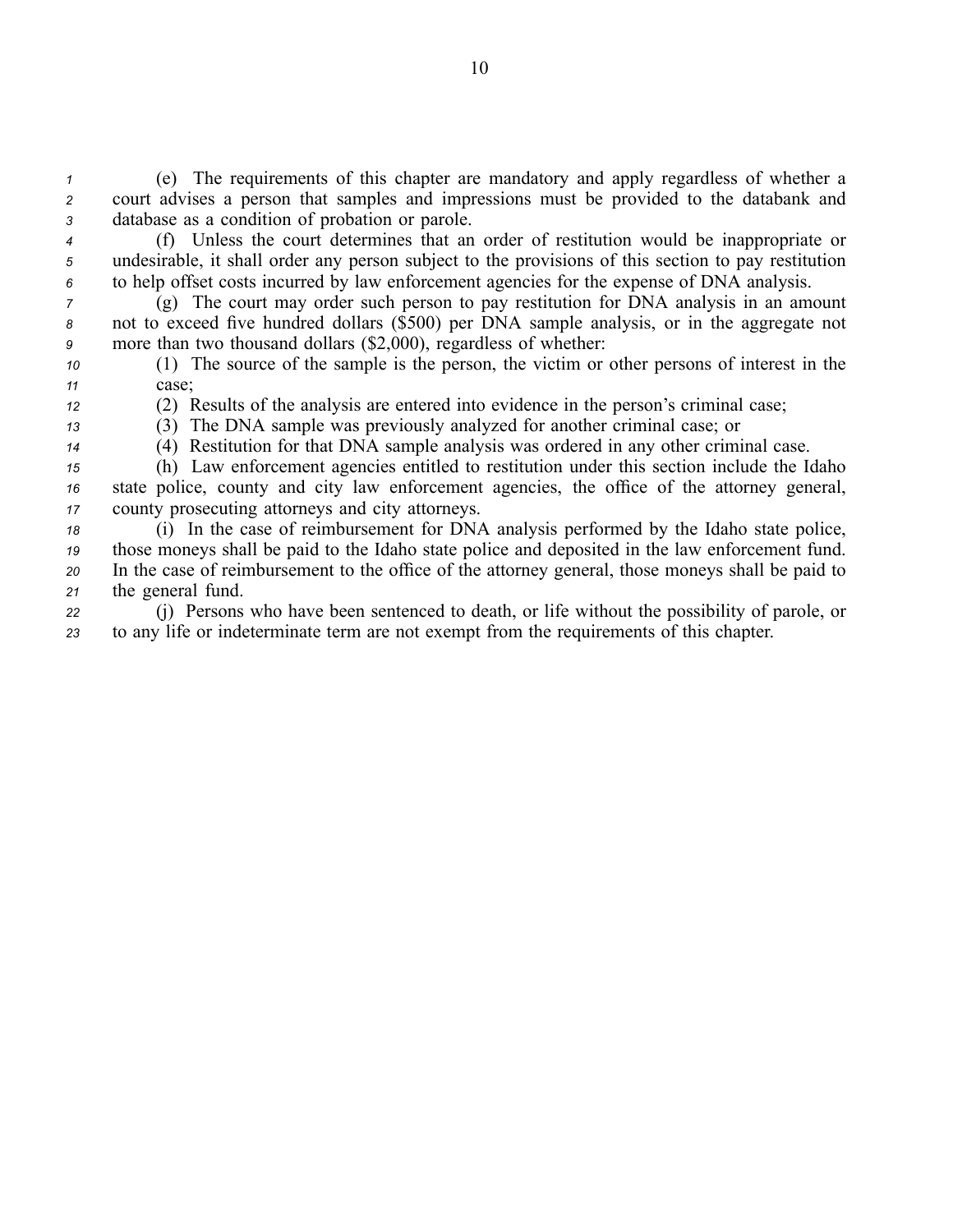(e) The requirements of this chapter are mandatory and apply regardless of whether a court advises a person that samples and impressions must be provided to the databank and database as a condition of probation or parole.

(f) Unless the court determines that an order of restitution would be inappropriate or undesirable, it shall order any person subject to the provisions of this section to pay restitution to help offset costs incurred by law enforcement agencies for the expense of DNA analysis.

(g) The court may order such person to pay restitution for DNA analysis in an amount not to exceed five hundred dollars ($500) per DNA sample analysis, or in the aggregate not more than two thousand dollars ($2,000), regardless of whether:

(1) The source of the sample is the person, the victim or other persons of interest in the case;

(2) Results of the analysis are entered into evidence in the person's criminal case;

(3) The DNA sample was previously analyzed for another criminal case; or

(4) Restitution for that DNA sample analysis was ordered in any other criminal case.

(h) Law enforcement agencies entitled to restitution under this section include the Idaho state police, county and city law enforcement agencies, the office of the attorney general, county prosecuting attorneys and city attorneys.

(i) In the case of reimbursement for DNA analysis performed by the Idaho state police, those moneys shall be paid to the Idaho state police and deposited in the law enforcement fund. In the case of reimbursement to the office of the attorney general, those moneys shall be paid to the general fund.

(j) Persons who have been sentenced to death, or life without the possibility of parole, or to any life or indeterminate term are not exempt from the requirements of this chapter.